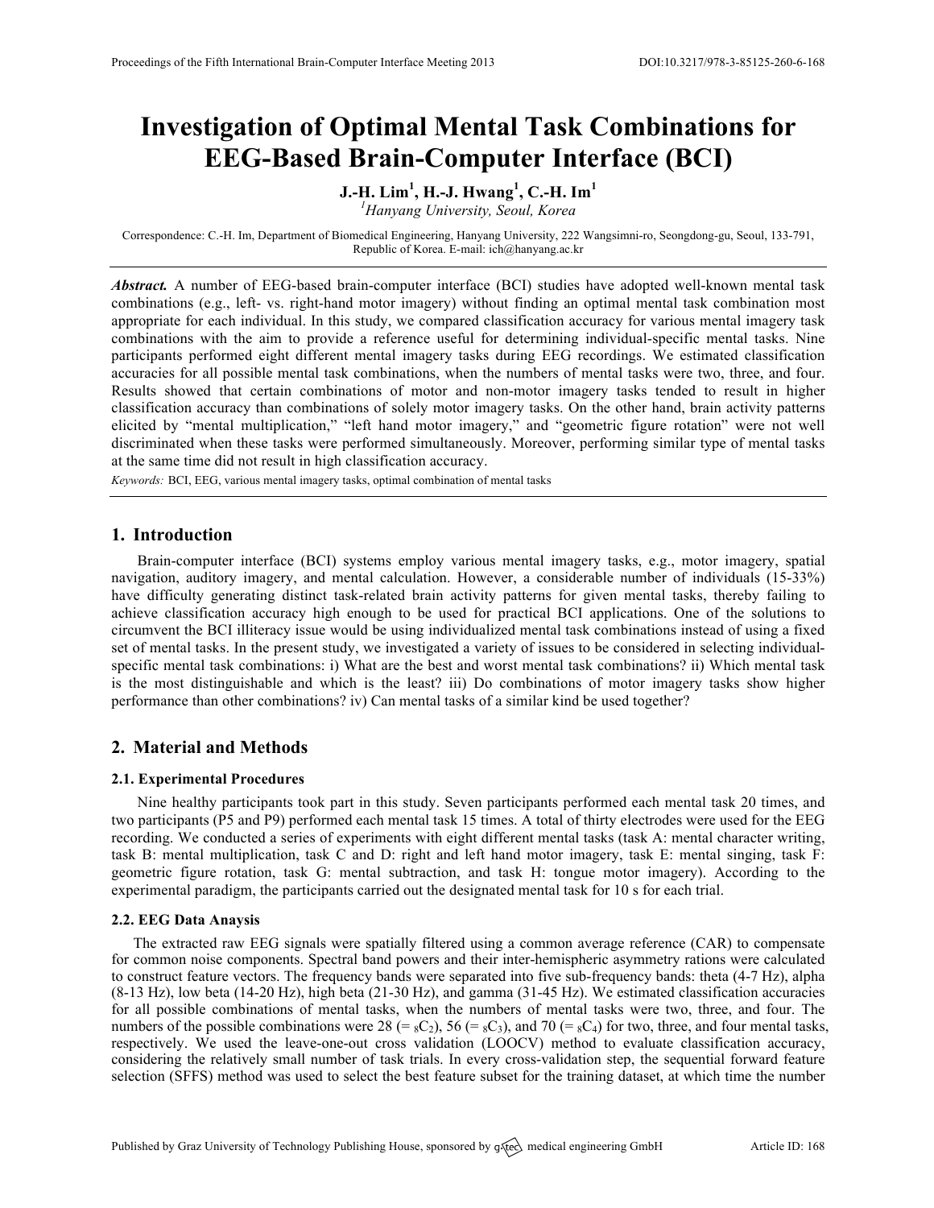# Investigation of Optimal Mental Task Combinations for EEG-Based Brain-Computer Interface (BCI)

**J.-H. Lim[1], H.-J. Hwang[1], C.-H. Im[1]**

[1]*Hanyang University, Seoul, Korea*

Correspondence: C.-H. Im, Department of Biomedical Engineering, Hanyang University, 222 Wangsimni-ro, Seongdong-gu, Seoul, 133-791, Republic of Korea. E-mail: ich@hanyang.ac.kr

***Abstract.*** A number of EEG-based brain-computer interface (BCI) studies have adopted well-known mental task combinations (e.g., left- vs. right-hand motor imagery) without finding an optimal mental task combination most appropriate for each individual. In this study, we compared classification accuracy for various mental imagery task combinations with the aim to provide a reference useful for determining individual-specific mental tasks. Nine participants performed eight different mental imagery tasks during EEG recordings. We estimated classification accuracies for all possible mental task combinations, when the numbers of mental tasks were two, three, and four. Results showed that certain combinations of motor and non-motor imagery tasks tended to result in higher classification accuracy than combinations of solely motor imagery tasks. On the other hand, brain activity patterns elicited by "mental multiplication," "left hand motor imagery," and "geometric figure rotation" were not well discriminated when these tasks were performed simultaneously. Moreover, performing similar type of mental tasks at the same time did not result in high classification accuracy.

*Keywords:* BCI, EEG, various mental imagery tasks, optimal combination of mental tasks

## 1. Introduction

Brain-computer interface (BCI) systems employ various mental imagery tasks, e.g., motor imagery, spatial navigation, auditory imagery, and mental calculation. However, a considerable number of individuals (15-33%) have difficulty generating distinct task-related brain activity patterns for given mental tasks, thereby failing to achieve classification accuracy high enough to be used for practical BCI applications. One of the solutions to circumvent the BCI illiteracy issue would be using individualized mental task combinations instead of using a fixed set of mental tasks. In the present study, we investigated a variety of issues to be considered in selecting individual-specific mental task combinations: i) What are the best and worst mental task combinations? ii) Which mental task is the most distinguishable and which is the least? iii) Do combinations of motor imagery tasks show higher performance than other combinations? iv) Can mental tasks of a similar kind be used together?

## 2. Material and Methods

### 2.1. Experimental Procedures

Nine healthy participants took part in this study. Seven participants performed each mental task 20 times, and two participants (P5 and P9) performed each mental task 15 times. A total of thirty electrodes were used for the EEG recording. We conducted a series of experiments with eight different mental tasks (task A: mental character writing, task B: mental multiplication, task C and D: right and left hand motor imagery, task E: mental singing, task F: geometric figure rotation, task G: mental subtraction, and task H: tongue motor imagery). According to the experimental paradigm, the participants carried out the designated mental task for 10 s for each trial.

### 2.2. EEG Data Anaysis

The extracted raw EEG signals were spatially filtered using a common average reference (CAR) to compensate for common noise components. Spectral band powers and their inter-hemispheric asymmetry rations were calculated to construct feature vectors. The frequency bands were separated into five sub-frequency bands: theta (4-7 Hz), alpha (8-13 Hz), low beta (14-20 Hz), high beta (21-30 Hz), and gamma (31-45 Hz). We estimated classification accuracies for all possible combinations of mental tasks, when the numbers of mental tasks were two, three, and four. The numbers of the possible combinations were 28 (= ${}_8C_2$), 56 (= ${}_8C_3$), and 70 (= ${}_8C_4$) for two, three, and four mental tasks, respectively. We used the leave-one-out cross validation (LOOCV) method to evaluate classification accuracy, considering the relatively small number of task trials. In every cross-validation step, the sequential forward feature selection (SFFS) method was used to select the best feature subset for the training dataset, at which time the number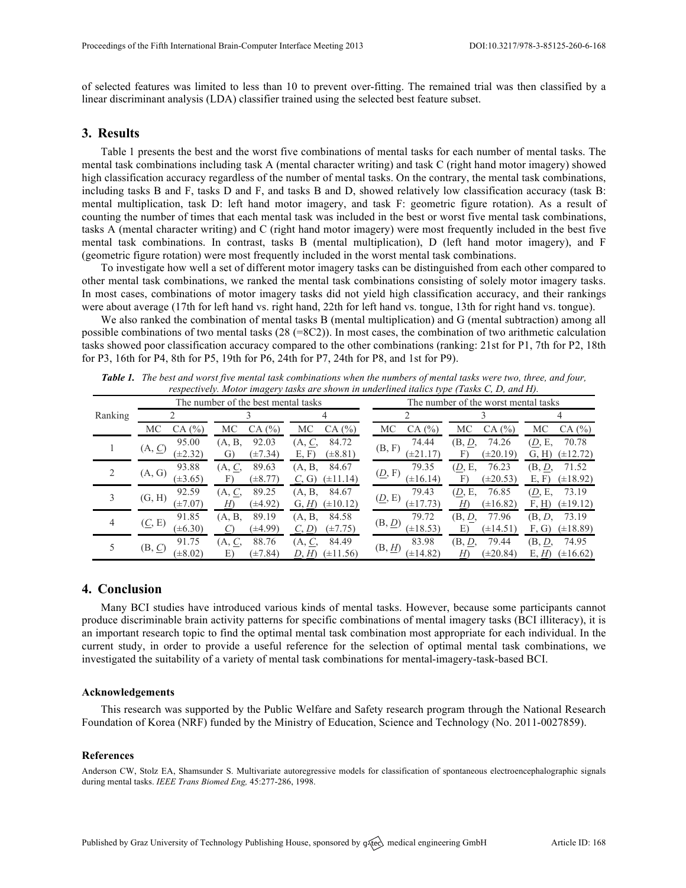of selected features was limited to less than 10 to prevent over-fitting. The remained trial was then classified by a linear discriminant analysis (LDA) classifier trained using the selected best feature subset.

## 3. Results

Table 1 presents the best and the worst five combinations of mental tasks for each number of mental tasks. The mental task combinations including task A (mental character writing) and task C (right hand motor imagery) showed high classification accuracy regardless of the number of mental tasks. On the contrary, the mental task combinations, including tasks B and F, tasks D and F, and tasks B and D, showed relatively low classification accuracy (task B: mental multiplication, task D: left hand motor imagery, and task F: geometric figure rotation). As a result of counting the number of times that each mental task was included in the best or worst five mental task combinations, tasks A (mental character writing) and C (right hand motor imagery) were most frequently included in the best five mental task combinations. In contrast, tasks B (mental multiplication), D (left hand motor imagery), and F (geometric figure rotation) were most frequently included in the worst mental task combinations.

To investigate how well a set of different motor imagery tasks can be distinguished from each other compared to other mental task combinations, we ranked the mental task combinations consisting of solely motor imagery tasks. In most cases, combinations of motor imagery tasks did not yield high classification accuracy, and their rankings were about average (17th for left hand vs. right hand, 22th for left hand vs. tongue, 13th for right hand vs. tongue).

We also ranked the combination of mental tasks B (mental multiplication) and G (mental subtraction) among all possible combinations of two mental tasks (28 (=8C2)). In most cases, the combination of two arithmetic calculation tasks showed poor classification accuracy compared to the other combinations (ranking: 21st for P1, 7th for P2, 18th for P3, 16th for P4, 8th for P5, 19th for P6, 24th for P7, 24th for P8, and 1st for P9).

***Table 1.*** *The best and worst five mental task combinations when the numbers of mental tasks were two, three, and four, respectively. Motor imagery tasks are shown in underlined italics type (Tasks C, D, and H).*

| Ranking | The number of the best mental tasks | | | | | | The number of the worst mental tasks | | | | | |
|---|---|---|---|---|---|---|---|---|---|---|---|---|
| | 2 | | 3 | | 4 | | 2 | | 3 | | 4 | |
| | MC | CA (%) | MC | CA (%) | MC | CA (%) | MC | CA (%) | MC | CA (%) | MC | CA (%) |
| 1 | (A, *C*) | 95.00 (±2.32) | (A, B, G) | 92.03 (±7.34) | (A, *C*, E, F) | 84.72 (±8.81) | (B, F) | 74.44 (±21.17) | (B, *D*, F) | 74.26 (±20.19) | (*D*, E, G, H) | 70.78 (±12.72) |
| 2 | (A, G) | 93.88 (±3.65) | (A, *C*, F) | 89.63 (±8.77) | (A, B, *C*, G) | 84.67 (±11.14) | (*D*, F) | 79.35 (±16.14) | (*D*, E, F) | 76.23 (±20.53) | (B, *D*, E, F) | 71.52 (±18.92) |
| 3 | (G, H) | 92.59 (±7.07) | (A, *C*, *H*) | 89.25 (±4.92) | (A, B, G, *H*) | 84.67 (±10.12) | (*D*, E) | 79.43 (±17.73) | (*D*, E, *H*) | 76.85 (±16.82) | (*D*, E, F, H) | 73.19 (±19.12) |
| 4 | (*C*, E) | 91.85 (±6.30) | (A, B, *C*) | 89.19 (±4.99) | (A, B, *C*, *D*) | 84.58 (±7.75) | (B, *D*) | 79.72 (±18.53) | (B, *D*, E) | 77.96 (±14.51) | (B, *D*, F, G) | 73.19 (±18.89) |
| 5 | (B, *C*) | 91.75 (±8.02) | (A, *C*, E) | 88.76 (±7.84) | (A, *C*, *D*, *H*) | 84.49 (±11.56) | (B, *H*) | 83.98 (±14.82) | (B, *D*, *H*) | 79.44 (±20.84) | (B, *D*, E, *H*) | 74.95 (±16.62) |

## 4. Conclusion

Many BCI studies have introduced various kinds of mental tasks. However, because some participants cannot produce discriminable brain activity patterns for specific combinations of mental imagery tasks (BCI illiteracy), it is an important research topic to find the optimal mental task combination most appropriate for each individual. In the current study, in order to provide a useful reference for the selection of optimal mental task combinations, we investigated the suitability of a variety of mental task combinations for mental-imagery-task-based BCI.

#### Acknowledgements

This research was supported by the Public Welfare and Safety research program through the National Research Foundation of Korea (NRF) funded by the Ministry of Education, Science and Technology (No. 2011-0027859).

#### References

Anderson CW, Stolz EA, Shamsunder S. Multivariate autoregressive models for classification of spontaneous electroencephalographic signals during mental tasks. *IEEE Trans Biomed Eng,* 45:277-286, 1998.